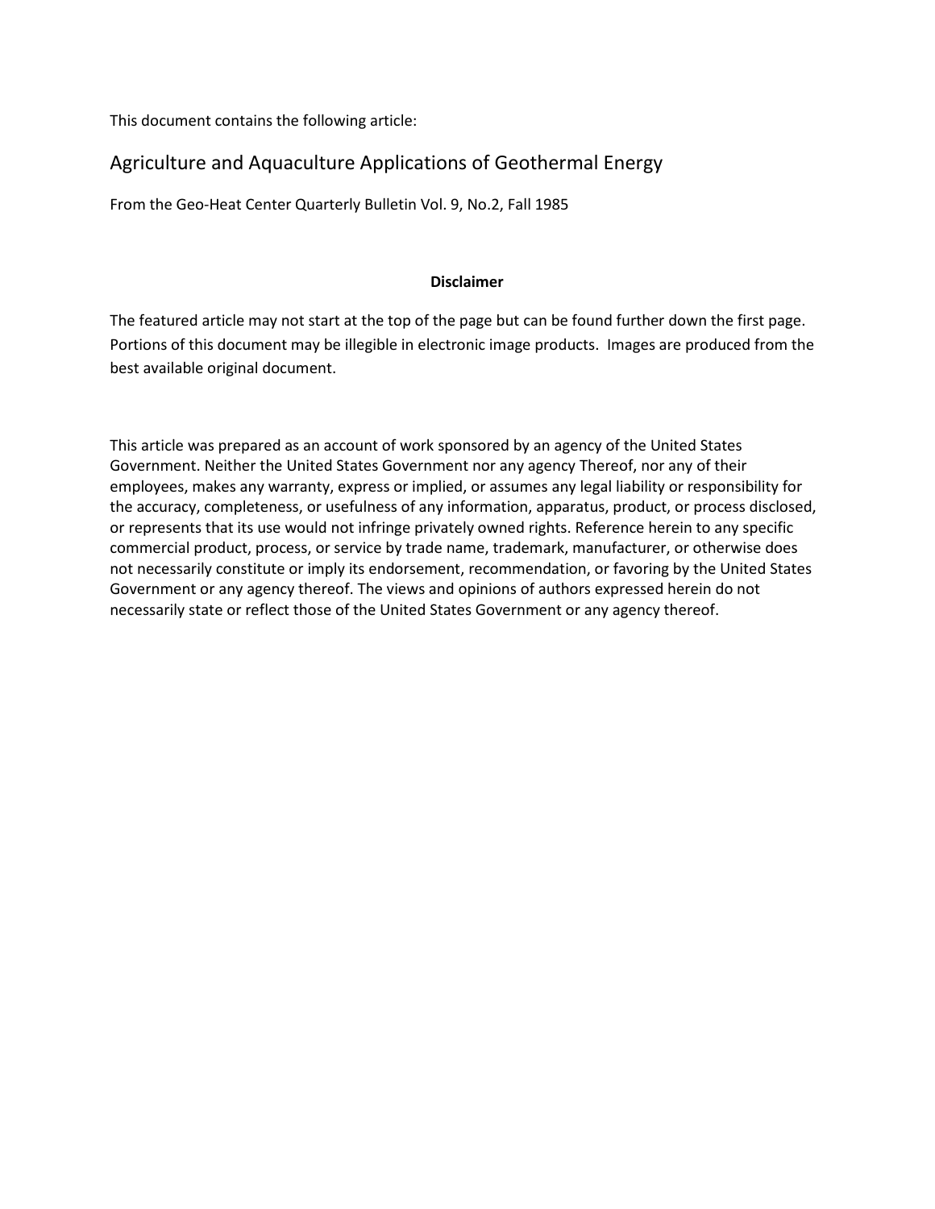This document contains the following article:

## Agriculture and Aquaculture Applications of Geothermal Energy

From the Geo-Heat Center Quarterly Bulletin Vol. 9, No.2, Fall 1985

**Disclaimer**

The featured article may not start at the top of the page but can be found further down the first page. Portions of this document may be illegible in electronic image products. Images are produced from the best available original document.

This article was prepared as an account of work sponsored by an agency of the United States Government. Neither the United States Government nor any agency Thereof, nor any of their employees, makes any warranty, express or implied, or assumes any legal liability or responsibility for the accuracy, completeness, or usefulness of any information, apparatus, product, or process disclosed, or represents that its use would not infringe privately owned rights. Reference herein to any specific commercial product, process, or service by trade name, trademark, manufacturer, or otherwise does not necessarily constitute or imply its endorsement, recommendation, or favoring by the United States Government or any agency thereof. The views and opinions of authors expressed herein do not necessarily state or reflect those of the United States Government or any agency thereof.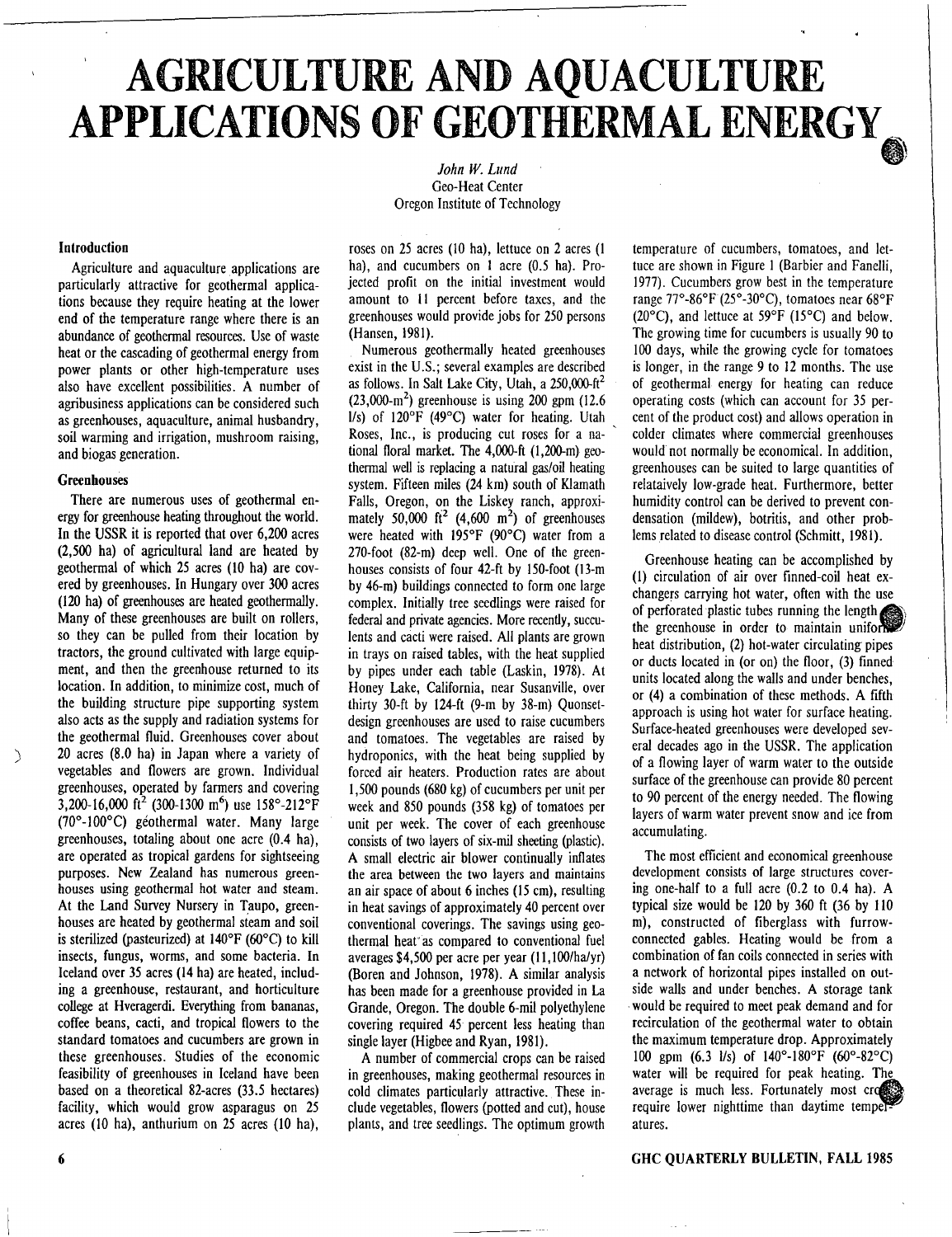# AGRICULTURE AND AQUACULTURE APPLICATIONS OF GEOTHERMAL ENERGY

*John W. Lund*
Geo-Heat Center
Oregon Institute of Technology

### Introduction

Agriculture and aquaculture applications are particularly attractive for geothermal applications because they require heating at the lower end of the temperature range where there is an abundance of geothermal resources. Use of waste heat or the cascading of geothermal energy from power plants or other high-temperature uses also have excellent possibilities. A number of agribusiness applications can be considered such as greenhouses, aquaculture, animal husbandry, soil warming and irrigation, mushroom raising, and biogas generation.

### Greenhouses

There are numerous uses of geothermal energy for greenhouse heating throughout the world. In the USSR it is reported that over 6,200 acres (2,500 ha) of agricultural land are heated by geothermal of which 25 acres (10 ha) are covered by greenhouses. In Hungary over 300 acres (120 ha) of greenhouses are heated geothermally. Many of these greenhouses are built on rollers, so they can be pulled from their location by tractors, the ground cultivated with large equipment, and then the greenhouse returned to its location. In addition, to minimize cost, much of the building structure pipe supporting system also acts as the supply and radiation systems for the geothermal fluid. Greenhouses cover about 20 acres (8.0 ha) in Japan where a variety of vegetables and flowers are grown. Individual greenhouses, operated by farmers and covering 3,200-16,000 ft$^2$ (300-1300 m$^6$) use 158°-212°F (70°-100°C) géothermal water. Many large greenhouses, totaling about one acre (0.4 ha), are operated as tropical gardens for sightseeing purposes. New Zealand has numerous greenhouses using geothermal hot water and steam. At the Land Survey Nursery in Taupo, greenhouses are heated by geothermal steam and soil is sterilized (pasteurized) at 140°F (60°C) to kill insects, fungus, worms, and some bacteria. In Iceland over 35 acres (14 ha) are heated, including a greenhouse, restaurant, and horticulture college at Hveragerdi. Everything from bananas, coffee beans, cacti, and tropical flowers to the standard tomatoes and cucumbers are grown in these greenhouses. Studies of the economic feasibility of greenhouses in Iceland have been based on a theoretical 82-acres (33.5 hectares) facility, which would grow asparagus on 25 acres (10 ha), anthurium on 25 acres (10 ha), roses on 25 acres (10 ha), lettuce on 2 acres (1 ha), and cucumbers on 1 acre (0.5 ha). Projected profit on the initial investment would amount to 11 percent before taxes, and the greenhouses would provide jobs for 250 persons (Hansen, 1981).

Numerous geothermally heated greenhouses exist in the U.S.; several examples are described as follows. In Salt Lake City, Utah, a 250,000-ft$^2$ (23,000-m$^2$) greenhouse is using 200 gpm (12.6 l/s) of 120°F (49°C) water for heating. Utah Roses, Inc., is producing cut roses for a national floral market. The 4,000-ft (1,200-m) geothermal well is replacing a natural gas/oil heating system. Fifteen miles (24 km) south of Klamath Falls, Oregon, on the Liskey ranch, approximately 50,000 ft$^2$ (4,600 m$^2$) of greenhouses were heated with 195°F (90°C) water from a 270-foot (82-m) deep well. One of the greenhouses consists of four 42-ft by 150-foot (13-m by 46-m) buildings connected to form one large complex. Initially tree seedlings were raised for federal and private agencies. More recently, succulents and cacti were raised. All plants are grown in trays on raised tables, with the heat supplied by pipes under each table (Laskin, 1978). At Honey Lake, California, near Susanville, over thirty 30-ft by 124-ft (9-m by 38-m) Quonset-design greenhouses are used to raise cucumbers and tomatoes. The vegetables are raised by hydroponics, with the heat being supplied by forced air heaters. Production rates are about 1,500 pounds (680 kg) of cucumbers per unit per week and 850 pounds (358 kg) of tomatoes per unit per week. The cover of each greenhouse consists of two layers of six-mil sheeting (plastic). A small electric air blower continually inflates the area between the two layers and maintains an air space of about 6 inches (15 cm), resulting in heat savings of approximately 40 percent over conventional coverings. The savings using geothermal heat as compared to conventional fuel averages $4,500 per acre per year (11,100/ha/yr) (Boren and Johnson, 1978). A similar analysis has been made for a greenhouse provided in La Grande, Oregon. The double 6-mil polyethylene covering required 45 percent less heating than single layer (Higbee and Ryan, 1981).

A number of commercial crops can be raised in greenhouses, making geothermal resources in cold climates particularly attractive. These include vegetables, flowers (potted and cut), house plants, and tree seedlings. The optimum growth temperature of cucumbers, tomatoes, and lettuce are shown in Figure 1 (Barbier and Fanelli, 1977). Cucumbers grow best in the temperature range 77°-86°F (25°-30°C), tomatoes near 68°F (20°C), and lettuce at 59°F (15°C) and below. The growing time for cucumbers is usually 90 to 100 days, while the growing cycle for tomatoes is longer, in the range 9 to 12 months. The use of geothermal energy for heating can reduce operating costs (which can account for 35 percent of the product cost) and allows operation in colder climates where commercial greenhouses would not normally be economical. In addition, greenhouses can be suited to large quantities of relataively low-grade heat. Furthermore, better humidity control can be derived to prevent condensation (mildew), botritis, and other problems related to disease control (Schmitt, 1981).

Greenhouse heating can be accomplished by (1) circulation of air over finned-coil heat exchangers carrying hot water, often with the use of perforated plastic tubes running the length of the greenhouse in order to maintain uniform heat distribution, (2) hot-water circulating pipes or ducts located in (or on) the floor, (3) finned units located along the walls and under benches, or (4) a combination of these methods. A fifth approach is using hot water for surface heating. Surface-heated greenhouses were developed several decades ago in the USSR. The application of a flowing layer of warm water to the outside surface of the greenhouse can provide 80 percent to 90 percent of the energy needed. The flowing layers of warm water prevent snow and ice from accumulating.

The most efficient and economical greenhouse development consists of large structures covering one-half to a full acre (0.2 to 0.4 ha). A typical size would be 120 by 360 ft (36 by 110 m), constructed of fiberglass with furrow-connected gables. Heating would be from a combination of fan coils connected in series with a network of horizontal pipes installed on outside walls and under benches. A storage tank would be required to meet peak demand and for recirculation of the geothermal water to obtain the maximum temperature drop. Approximately 100 gpm (6.3 l/s) of 140°-180°F (60°-82°C) water will be required for peak heating. The average is much less. Fortunately most crops require lower nighttime than daytime temperatures.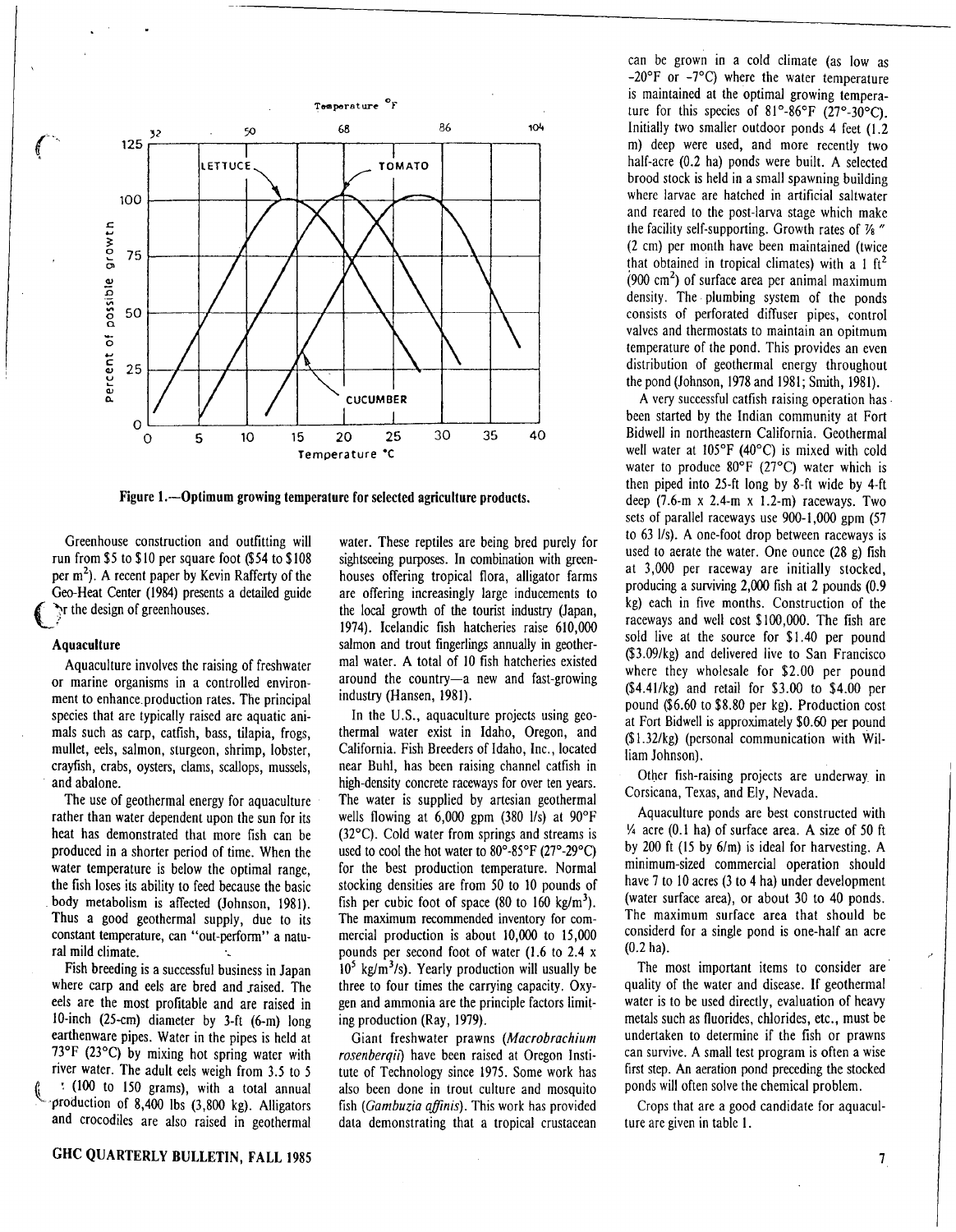Figure 1.—Optimum growing temperature for selected agriculture products.

Greenhouse construction and outfitting will run from $5 to $10 per square foot ($54 to $108 per m$^2$). A recent paper by Kevin Rafferty of the Geo-Heat Center (1984) presents a detailed guide for the design of greenhouses.

### Aquaculture

Aquaculture involves the raising of freshwater or marine organisms in a controlled environment to enhance production rates. The principal species that are typically raised are aquatic animals such as carp, catfish, bass, tilapia, frogs, mullet, eels, salmon, sturgeon, shrimp, lobster, crayfish, crabs, oysters, clams, scallops, mussels, and abalone.

The use of geothermal energy for aquaculture rather than water dependent upon the sun for its heat has demonstrated that more fish can be produced in a shorter period of time. When the water temperature is below the optimal range, the fish loses its ability to feed because the basic body metabolism is affected (Johnson, 1981). Thus a good geothermal supply, due to its constant temperature, can "out-perform" a natural mild climate.

Fish breeding is a successful business in Japan where carp and eels are bred and raised. The eels are the most profitable and are raised in 10-inch (25-cm) diameter by 3-ft (6-m) long earthenware pipes. Water in the pipes is held at 73°F (23°C) by mixing hot spring water with river water. The adult eels weigh from 3.5 to 5 oz (100 to 150 grams), with a total annual production of 8,400 lbs (3,800 kg). Alligators and crocodiles are also raised in geothermal water. These reptiles are being bred purely for sightseeing purposes. In combination with greenhouses offering tropical flora, alligator farms are offering increasingly large inducements to the local growth of the tourist industry (Japan, 1974). Icelandic fish hatcheries raise 610,000 salmon and trout fingerlings annually in geothermal water. A total of 10 fish hatcheries existed around the country—a new and fast-growing industry (Hansen, 1981).

In the U.S., aquaculture projects using geothermal water exist in Idaho, Oregon, and California. Fish Breeders of Idaho, Inc., located near Buhl, has been raising channel catfish in high-density concrete raceways for over ten years. The water is supplied by artesian geothermal wells flowing at 6,000 gpm (380 l/s) at 90°F (32°C). Cold water from springs and streams is used to cool the hot water to 80°-85°F (27°-29°C) for the best production temperature. Normal stocking densities are from 50 to 10 pounds of fish per cubic foot of space (80 to 160 kg/m$^3$). The maximum recommended inventory for commercial production is about 10,000 to 15,000 pounds per second foot of water (1.6 to 2.4 x $10^5$ kg/m$^3$/s). Yearly production will usually be three to four times the carrying capacity. Oxygen and ammonia are the principle factors limiting production (Ray, 1979).

Giant freshwater prawns (*Macrobrachium rosenberqii*) have been raised at Oregon Institute of Technology since 1975. Some work has also been done in trout culture and mosquito fish (*Gambuzia affinis*). This work has provided data demonstrating that a tropical crustacean can be grown in a cold climate (as low as -20°F or -7°C) where the water temperature is maintained at the optimal growing temperature for this species of 81°-86°F (27°-30°C). Initially two smaller outdoor ponds 4 feet (1.2 m) deep were used, and more recently two half-acre (0.2 ha) ponds were built. A selected brood stock is held in a small spawning building where larvae are hatched in artificial saltwater and reared to the post-larva stage which make the facility self-supporting. Growth rates of ⅞" (2 cm) per month have been maintained (twice that obtained in tropical climates) with a 1 ft$^2$ (900 cm$^2$) of surface area per animal maximum density. The plumbing system of the ponds consists of perforated diffuser pipes, control valves and thermostats to maintain an opitmum temperature of the pond. This provides an even distribution of geothermal energy throughout the pond (Johnson, 1978 and 1981; Smith, 1981).

A very successful catfish raising operation has been started by the Indian community at Fort Bidwell in northeastern California. Geothermal well water at 105°F (40°C) is mixed with cold water to produce 80°F (27°C) water which is then piped into 25-ft long by 8-ft wide by 4-ft deep (7.6-m x 2.4-m x 1.2-m) raceways. Two sets of parallel raceways use 900-1,000 gpm (57 to 63 l/s). A one-foot drop between raceways is used to aerate the water. One ounce (28 g) fish at 3,000 per raceway are initially stocked, producing a surviving 2,000 fish at 2 pounds (0.9 kg) each in five months. Construction of the raceways and well cost $100,000. The fish are sold live at the source for $1.40 per pound ($3.09/kg) and delivered live to San Francisco where they wholesale for $2.00 per pound ($4.41/kg) and retail for $3.00 to $4.00 per pound ($6.60 to $8.80 per kg). Production cost at Fort Bidwell is approximately $0.60 per pound ($1.32/kg) (personal communication with William Johnson).

Other fish-raising projects are underway in Corsicana, Texas, and Ely, Nevada.

Aquaculture ponds are best constructed with ¼ acre (0.1 ha) of surface area. A size of 50 ft by 200 ft (15 by 6/m) is ideal for harvesting. A minimum-sized commercial operation should have 7 to 10 acres (3 to 4 ha) under development (water surface area), or about 30 to 40 ponds. The maximum surface area that should be considerd for a single pond is one-half an acre (0.2 ha).

The most important items to consider are quality of the water and disease. If geothermal water is to be used directly, evaluation of heavy metals such as fluorides, chlorides, etc., must be undertaken to determine if the fish or prawns can survive. A small test program is often a wise first step. An aeration pond preceding the stocked ponds will often solve the chemical problem.

Crops that are a good candidate for aquaculture are given in table 1.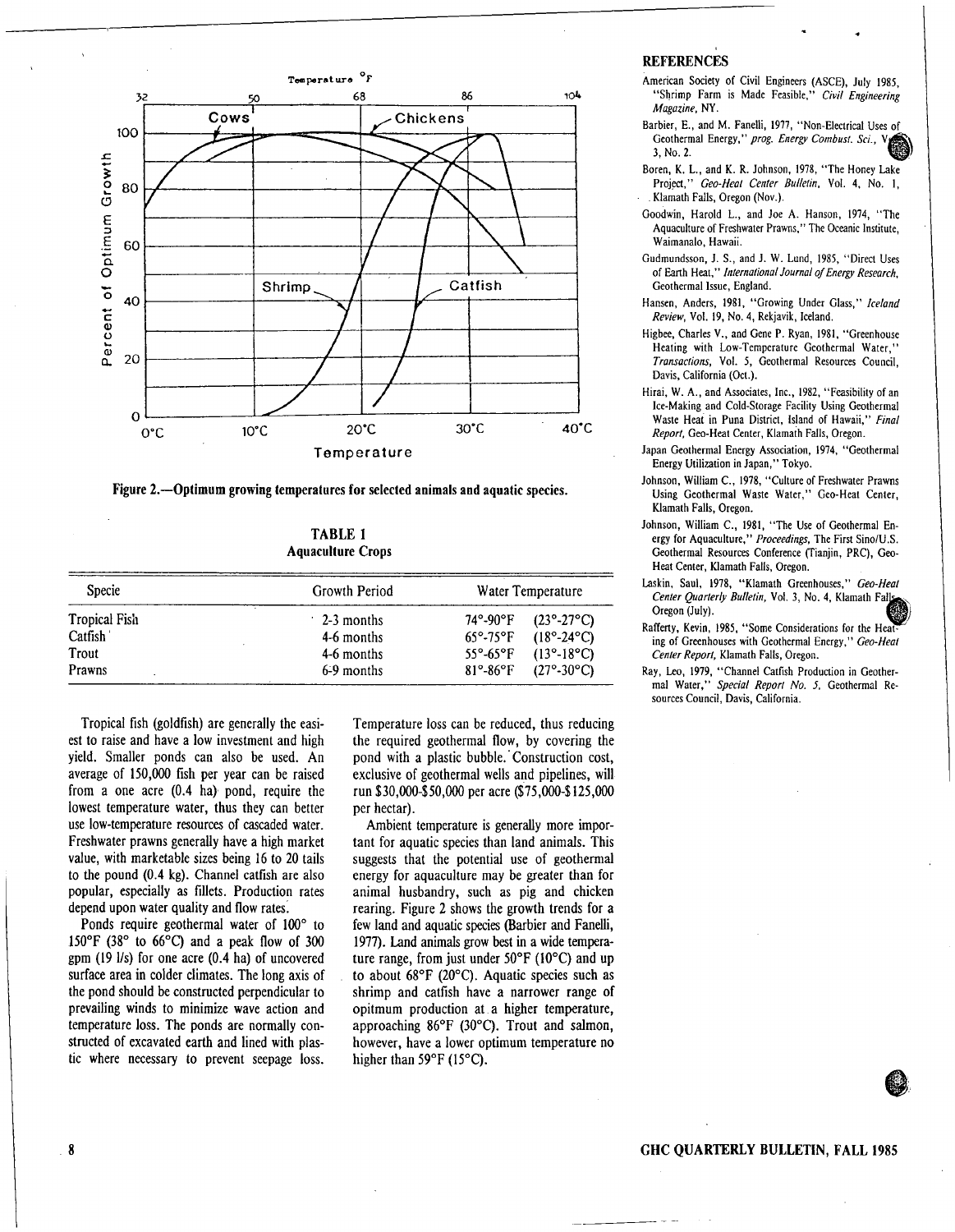Temperature °F

32 50 68 86 104

Cows

Chickens

100

80

60

40

20

0

Percent of Optimum Growth

Shrimp

Catfish

0°C 10°C 20°C 30°C 40°C

Temperature

**Figure 2.—Optimum growing temperatures for selected animals and aquatic species.**

**TABLE 1**
**Aquaculture Crops**

| Specie | Growth Period | Water Temperature | |
|---|---|---|---|
| Tropical Fish | 2-3 months | 74°-90°F | (23°-27°C) |
| Catfish | 4-6 months | 65°-75°F | (18°-24°C) |
| Trout | 4-6 months | 55°-65°F | (13°-18°C) |
| Prawns | 6-9 months | 81°-86°F | (27°-30°C) |

Tropical fish (goldfish) are generally the easiest to raise and have a low investment and high yield. Smaller ponds can also be used. An average of 150,000 fish per year can be raised from a one acre (0.4 ha) pond, require the lowest temperature water, thus they can better use low-temperature resources of cascaded water. Freshwater prawns generally have a high market value, with marketable sizes being 16 to 20 tails to the pound (0.4 kg). Channel catfish are also popular, especially as fillets. Production rates depend upon water quality and flow rates.

Ponds require geothermal water of 100° to 150°F (38° to 66°C) and a peak flow of 300 gpm (19 l/s) for one acre (0.4 ha) of uncovered surface area in colder climates. The long axis of the pond should be constructed perpendicular to prevailing winds to minimize wave action and temperature loss. The ponds are normally constructed of excavated earth and lined with plastic where necessary to prevent seepage loss. Temperature loss can be reduced, thus reducing the required geothermal flow, by covering the pond with a plastic bubble. Construction cost, exclusive of geothermal wells and pipelines, will run $30,000-$50,000 per acre ($75,000-$125,000 per hectar).

Ambient temperature is generally more important for aquatic species than land animals. This suggests that the potential use of geothermal energy for aquaculture may be greater than for animal husbandry, such as pig and chicken rearing. Figure 2 shows the growth trends for a few land and aquatic species (Barbier and Fanelli, 1977). Land animals grow best in a wide temperature range, from just under 50°F (10°C) and up to about 68°F (20°C). Aquatic species such as shrimp and catfish have a narrower range of opitmum production at a higher temperature, approaching 86°F (30°C). Trout and salmon, however, have a lower optimum temperature no higher than 59°F (15°C).

## REFERENCES

American Society of Civil Engineers (ASCE), July 1985, "Shrimp Farm is Made Feasible," *Civil Engineering Magazine*, NY.

Barbier, E., and M. Fanelli, 1977, "Non-Electrical Uses of Geothermal Energy," *prog. Energy Combust. Sci.*, V. 3, No. 2.

Boren, K. L., and K. R. Johnson, 1978, "The Honey Lake Project," *Geo-Heat Center Bulletin*, Vol. 4, No. 1, Klamath Falls, Oregon (Nov.).

Goodwin, Harold L., and Joe A. Hanson, 1974, "The Aquaculture of Freshwater Prawns," The Oceanic Institute, Waimanalo, Hawaii.

Gudmundsson, J. S., and J. W. Lund, 1985, "Direct Uses of Earth Heat," *International Journal of Energy Research*, Geothermal Issue, England.

Hansen, Anders, 1981, "Growing Under Glass," *Iceland Review*, Vol. 19, No. 4, Rekjavik, Iceland.

Higbee, Charles V., and Gene P. Ryan, 1981, "Greenhouse Heating with Low-Temperature Geothermal Water," *Transactions*, Vol. 5, Geothermal Resources Council, Davis, California (Oct.).

Hirai, W. A., and Associates, Inc., 1982, "Feasibility of an Ice-Making and Cold-Storage Facility Using Geothermal Waste Heat in Puna District, Island of Hawaii," *Final Report*, Geo-Heat Center, Klamath Falls, Oregon.

Japan Geothermal Energy Association, 1974, "Geothermal Energy Utilization in Japan," Tokyo.

Johnson, William C., 1978, "Culture of Freshwater Prawns Using Geothermal Waste Water," Geo-Heat Center, Klamath Falls, Oregon.

Johnson, William C., 1981, "The Use of Geothermal Energy for Aquaculture," *Proceedings*, The First Sino/U.S. Geothermal Resources Conference (Tianjin, PRC), Geo-Heat Center, Klamath Falls, Oregon.

Laskin, Saul, 1978, "Klamath Greenhouses," *Geo-Heat Center Quarterly Bulletin*, Vol. 3, No. 4, Klamath Falls, Oregon (July).

Rafferty, Kevin, 1985, "Some Considerations for the Heating of Greenhouses with Geothermal Energy," *Geo-Heat Center Report*, Klamath Falls, Oregon.

Ray, Leo, 1979, "Channel Catfish Production in Geothermal Water," *Special Report No. 5*, Geothermal Resources Council, Davis, California.